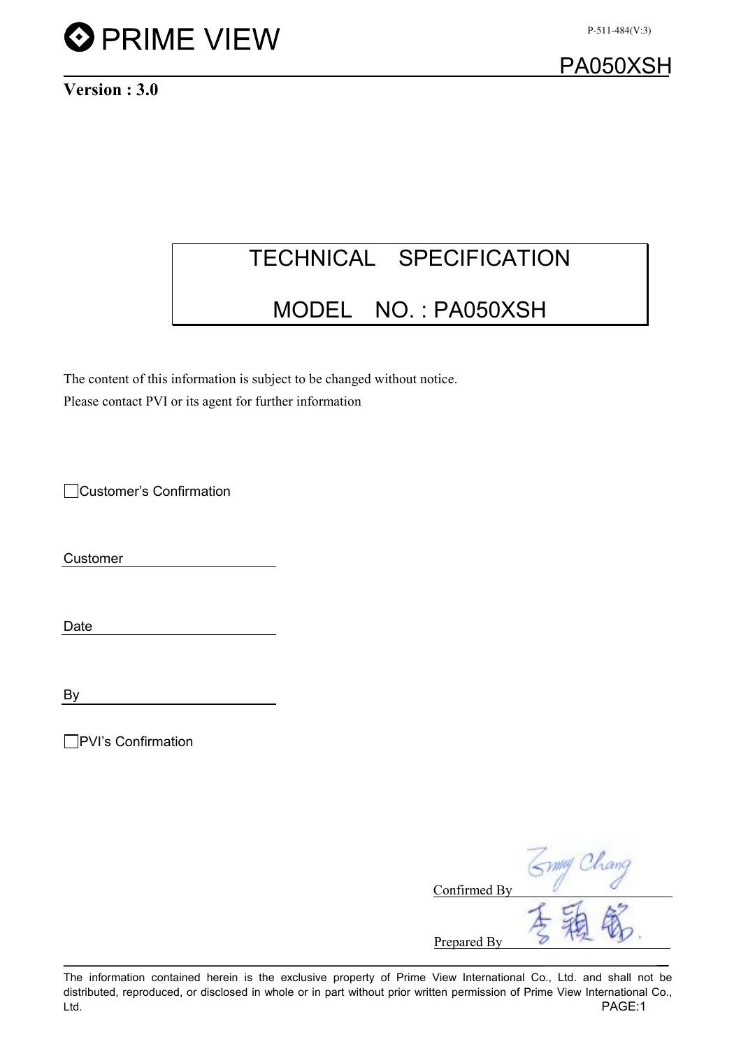PRIME VIEW

P-511-484(V:3)

PA050XSH

**Version : 3.0**

# TECHNICAL SPECIFICATION

# MODEL NO. : PA050XSH

The content of this information is subject to be changed without notice.
Please contact PVI or its agent for further information

☐ Customer's Confirmation

Customer \_\_\_\_\_\_\_\_\_\_\_\_\_\_\_\_\_\_\_\_

Date \_\_\_\_\_\_\_\_\_\_\_\_\_\_\_\_\_\_\_\_

By \_\_\_\_\_\_\_\_\_\_\_\_\_\_\_\_\_\_\_\_

☐ PVI's Confirmation

Confirmed By \_\_\_\_\_\_\_\_\_\_\_\_\_\_\_\_\_\_\_\_

Prepared By \_\_\_\_\_\_\_\_\_\_\_\_\_\_\_\_\_\_\_\_

The information contained herein is the exclusive property of Prime View International Co., Ltd. and shall not be distributed, reproduced, or disclosed in whole or in part without prior written permission of Prime View International Co., Ltd.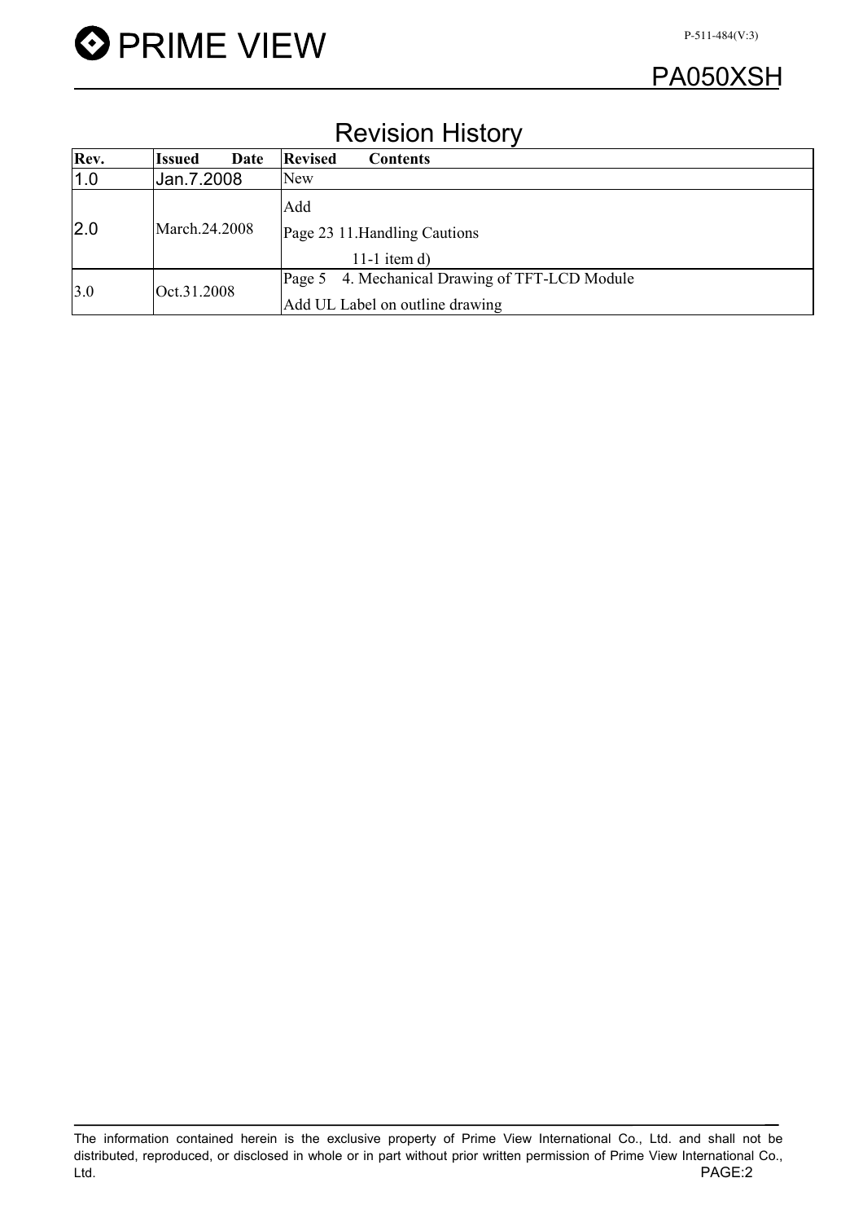# Revision History

| Rev. | Issued Date | Revised Contents |
|---|---|---|
| 1.0 | Jan.7.2008 | New |
| 2.0 | March.24.2008 | Add<br>Page 23 11.Handling Cautions<br>11-1 item d) |
| 3.0 | Oct.31.2008 | Page 5 4. Mechanical Drawing of TFT-LCD Module<br>Add UL Label on outline drawing |

The information contained herein is the exclusive property of Prime View International Co., Ltd. and shall not be distributed, reproduced, or disclosed in whole or in part without prior written permission of Prime View International Co., Ltd.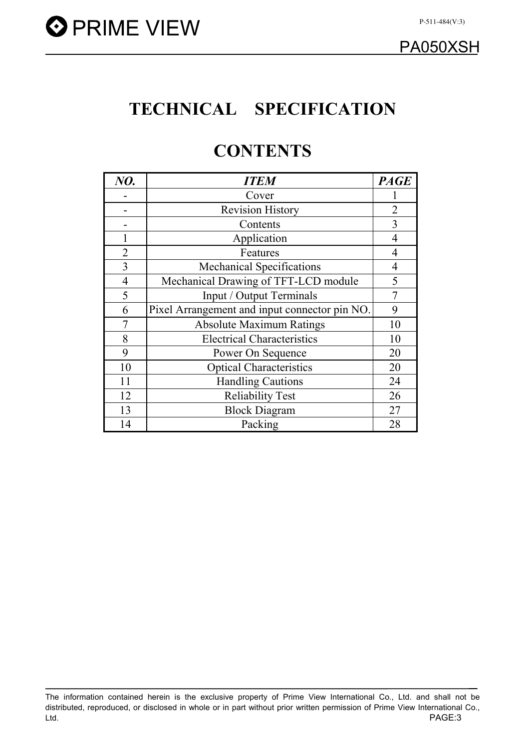# TECHNICAL SPECIFICATION

# CONTENTS

| *NO.* | *ITEM* | *PAGE* |
|---|---|---|
| - | Cover | 1 |
| - | Revision History | 2 |
| - | Contents | 3 |
| 1 | Application | 4 |
| 2 | Features | 4 |
| 3 | Mechanical Specifications | 4 |
| 4 | Mechanical Drawing of TFT-LCD module | 5 |
| 5 | Input / Output Terminals | 7 |
| 6 | Pixel Arrangement and input connector pin NO. | 9 |
| 7 | Absolute Maximum Ratings | 10 |
| 8 | Electrical Characteristics | 10 |
| 9 | Power On Sequence | 20 |
| 10 | Optical Characteristics | 20 |
| 11 | Handling Cautions | 24 |
| 12 | Reliability Test | 26 |
| 13 | Block Diagram | 27 |
| 14 | Packing | 28 |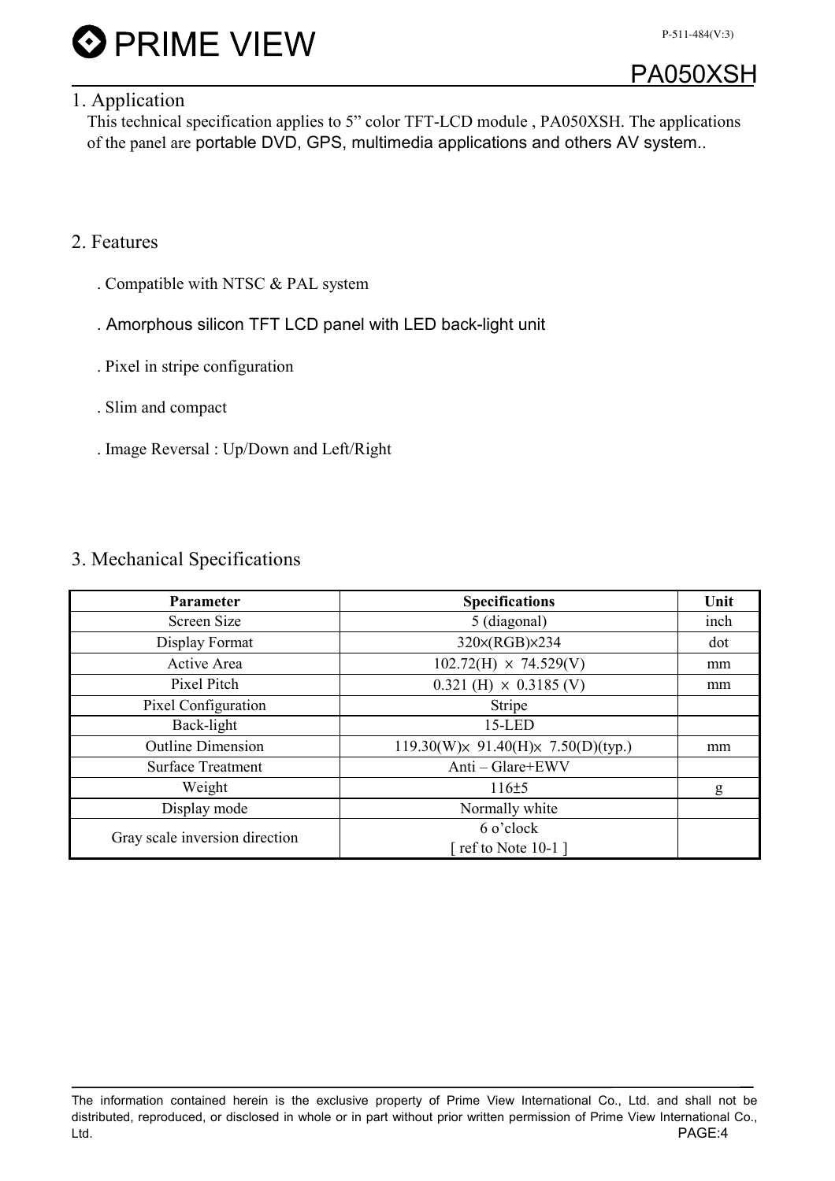## 1. Application

This technical specification applies to 5" color TFT-LCD module , PA050XSH. The applications of the panel are portable DVD, GPS, multimedia applications and others AV system..

## 2. Features

. Compatible with NTSC & PAL system

. Amorphous silicon TFT LCD panel with LED back-light unit

. Pixel in stripe configuration

. Slim and compact

. Image Reversal : Up/Down and Left/Right

## 3. Mechanical Specifications

| Parameter | Specifications | Unit |
|---|---|---|
| Screen Size | 5 (diagonal) | inch |
| Display Format | 320×(RGB)×234 | dot |
| Active Area | 102.72(H) × 74.529(V) | mm |
| Pixel Pitch | 0.321 (H) × 0.3185 (V) | mm |
| Pixel Configuration | Stripe | |
| Back-light | 15-LED | |
| Outline Dimension | 119.30(W)× 91.40(H)× 7.50(D)(typ.) | mm |
| Surface Treatment | Anti – Glare+EWV | |
| Weight | 116±5 | g |
| Display mode | Normally white | |
| Gray scale inversion direction | 6 o'clock [ ref to Note 10-1 ] | |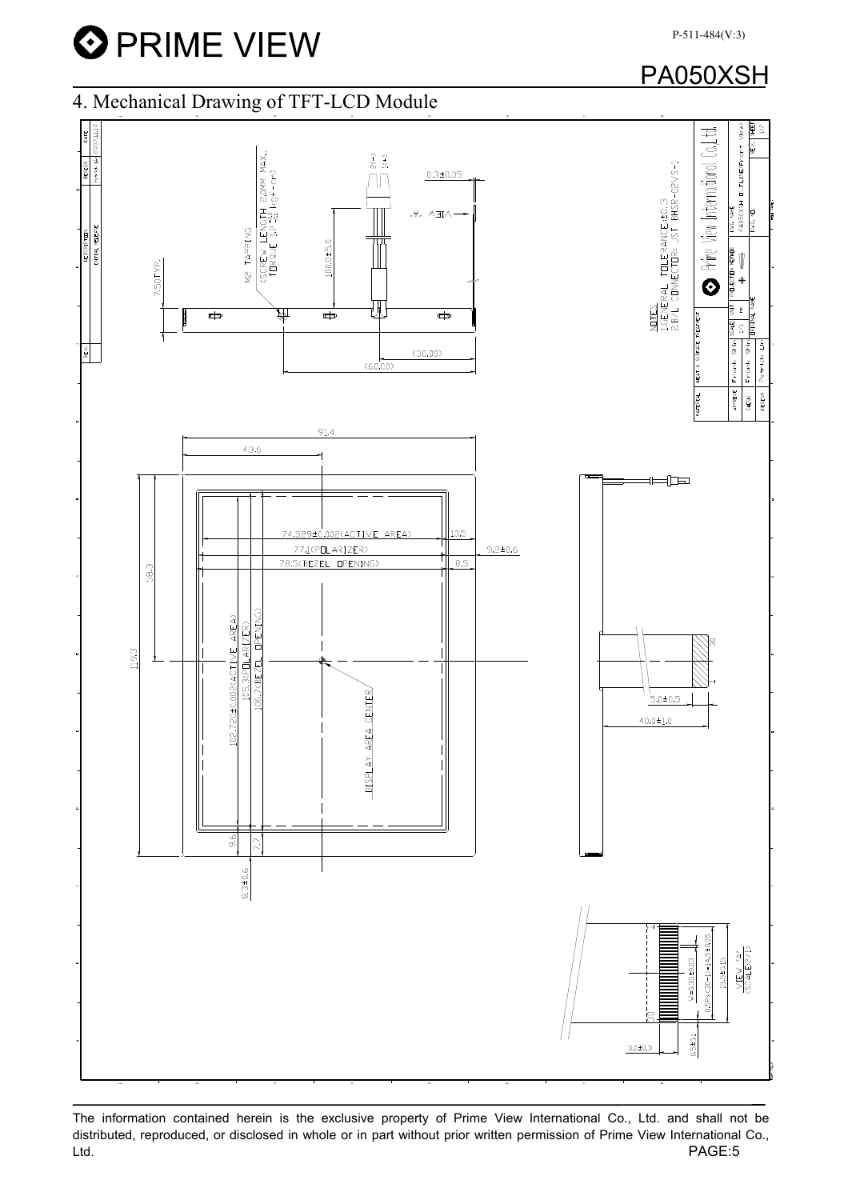# 4. Mechanical Drawing of TFT-LCD Module

NOTES:
1. GENERAL TOLERANCE: ±0.3
2. B/L CONNECTOR: JST BHSR-02VS-1

M2 TAPPING
(SCREW LENGTH 2.0MM MAX, TORQUE 1.2 kgf-cm)

7.50TYP.

100.0±5.0

0.3±0.05

2(−) 1(+)

VIEW "A"

(30.00)

(60.00)

91.4

43.6

74.529±0.002(ACTIVE AREA)

77.1(POLARIZER)

78.5(BEZEL OPENING)

10.5

8.5

9.2±0.6

58.3

119.3

102.720±0.002(ACTIVE AREA)

105.3(POLARIZER)

106.7(BEZEL OPENING)

DISPLAY AREA CENTER

9.6

7.7

8.3±0.6

30

1

5.0±0.5

40.0±1.0

W=0.35±0.03

0.5P×(30−1)=14.5±0.05

15.5±0.15

VIEW "A" (SCALE 2/1)

0.5±0.1

3.0±0.3

Prime View International Co., Ltd.

DWG NAME: PA050XSH OUTLINE(Front View)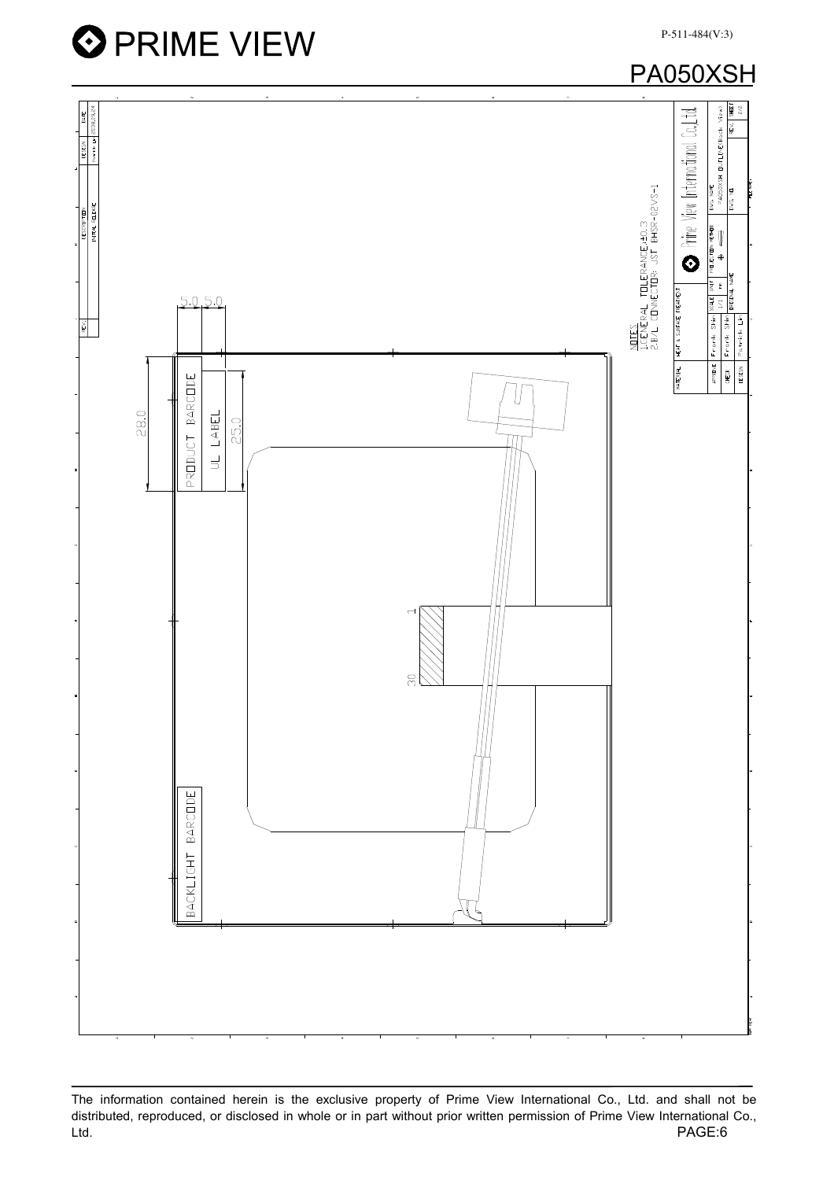NOTES
1.GENERAL TOLERANCE:±0.3
2.B/L CONNECTOR: JST BHSR-02VS-1

5.0 5.0

28.0

25.0

PRODUCT BARCODE

UL LABEL

BACKLIGHT BARCODE

1

30

| MATERIAL | HEAT & SURFACE TREATMENT | | | |
|---|---|---|---|---|
| APPROVE | Franck Shiu | SCALE 1/1 | UNIT mm | PROJECTION METHOD |
| CHECK | Franck Shiu | ORIGINAL NAME | | |
| DESIGN | Patrick Lin | | | |

Prime View International Co.,Ltd.

DWG NAME: PA050XSH OUTLINE(Back View)

DWG NO. | REV. | SHEET 2/2

| REV. | DESCRIPTION | DESIGN | DATE |
|---|---|---|---|
| | INITIAL RELEASE | Patrick Lin | |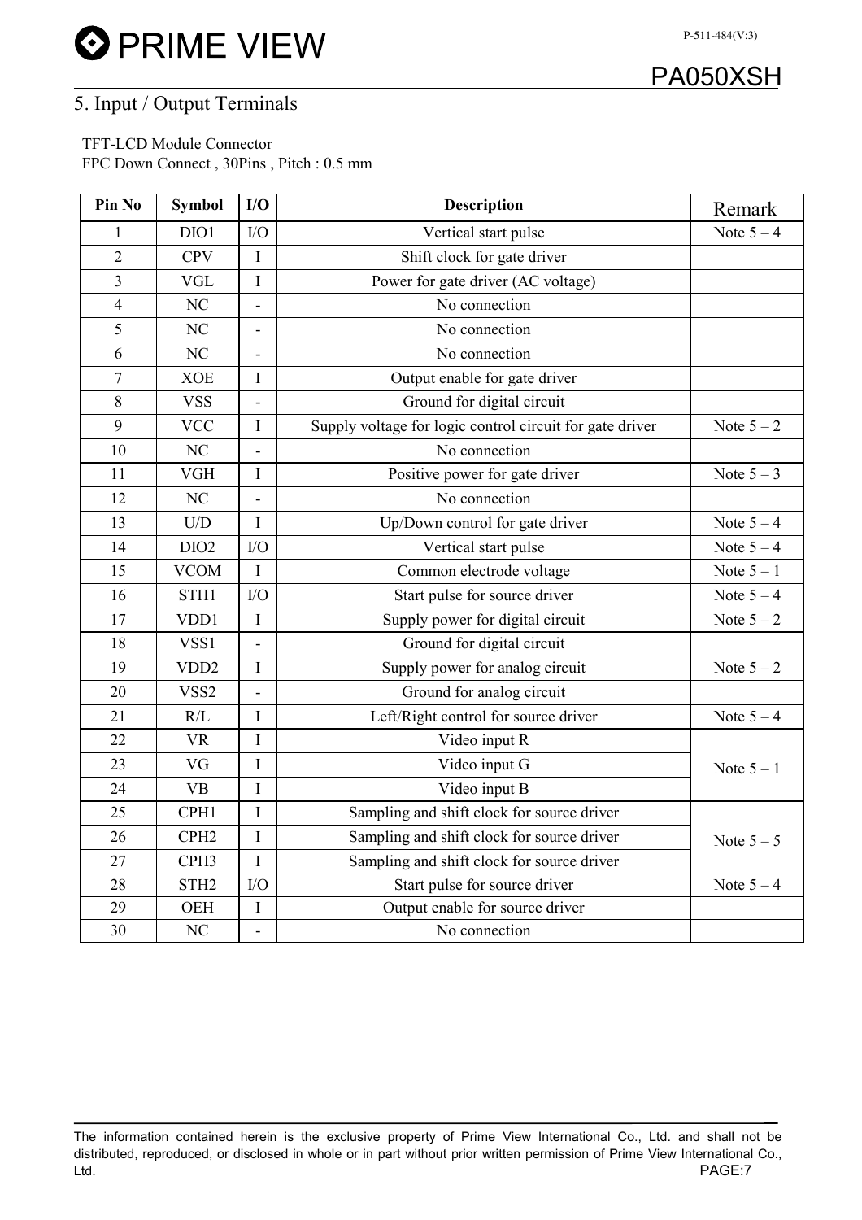## 5. Input / Output Terminals

TFT-LCD Module Connector
FPC Down Connect , 30Pins , Pitch : 0.5 mm

| Pin No | Symbol | I/O | Description | Remark |
|---|---|---|---|---|
| 1 | DIO1 | I/O | Vertical start pulse | Note 5 – 4 |
| 2 | CPV | I | Shift clock for gate driver | |
| 3 | VGL | I | Power for gate driver (AC voltage) | |
| 4 | NC | - | No connection | |
| 5 | NC | - | No connection | |
| 6 | NC | - | No connection | |
| 7 | XOE | I | Output enable for gate driver | |
| 8 | VSS | - | Ground for digital circuit | |
| 9 | VCC | I | Supply voltage for logic control circuit for gate driver | Note 5 – 2 |
| 10 | NC | - | No connection | |
| 11 | VGH | I | Positive power for gate driver | Note 5 – 3 |
| 12 | NC | - | No connection | |
| 13 | U/D | I | Up/Down control for gate driver | Note 5 – 4 |
| 14 | DIO2 | I/O | Vertical start pulse | Note 5 – 4 |
| 15 | VCOM | I | Common electrode voltage | Note 5 – 1 |
| 16 | STH1 | I/O | Start pulse for source driver | Note 5 – 4 |
| 17 | VDD1 | I | Supply power for digital circuit | Note 5 – 2 |
| 18 | VSS1 | - | Ground for digital circuit | |
| 19 | VDD2 | I | Supply power for analog circuit | Note 5 – 2 |
| 20 | VSS2 | - | Ground for analog circuit | |
| 21 | R/L | I | Left/Right control for source driver | Note 5 – 4 |
| 22 | VR | I | Video input R | Note 5 – 1 |
| 23 | VG | I | Video input G | |
| 24 | VB | I | Video input B | |
| 25 | CPH1 | I | Sampling and shift clock for source driver | Note 5 – 5 |
| 26 | CPH2 | I | Sampling and shift clock for source driver | |
| 27 | CPH3 | I | Sampling and shift clock for source driver | |
| 28 | STH2 | I/O | Start pulse for source driver | Note 5 – 4 |
| 29 | OEH | I | Output enable for source driver | |
| 30 | NC | - | No connection | |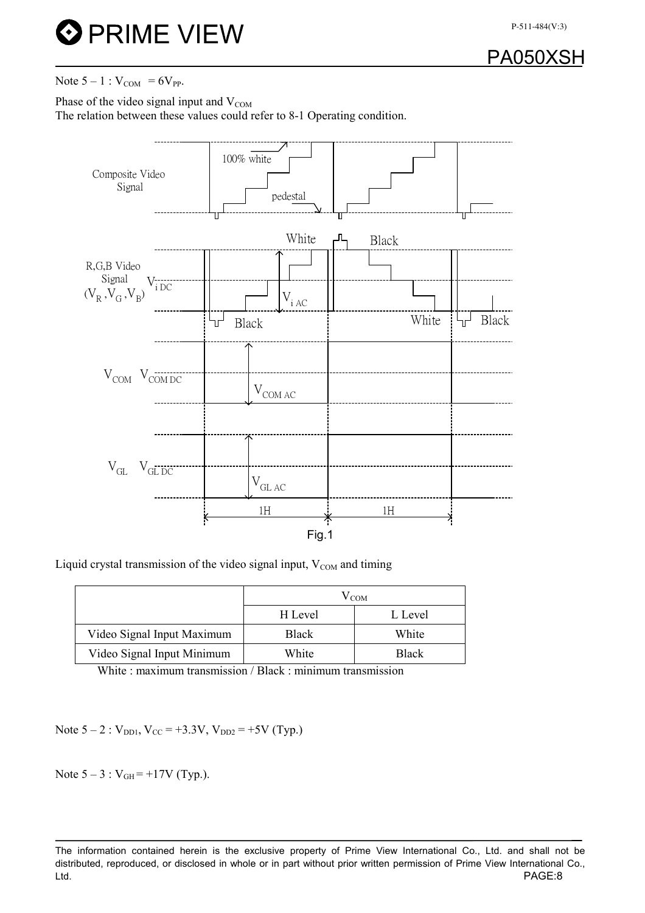Note 5 – 1 : $V_{COM}$ = $6V_{PP}$.

Phase of the video signal input and $V_{COM}$

The relation between these values could refer to 8-1 Operating condition.

Fig.1

Liquid crystal transmission of the video signal input, $V_{COM}$ and timing

| | $V_{COM}$ | |
|---|---|---|
| | H Level | L Level |
| Video Signal Input Maximum | Black | White |
| Video Signal Input Minimum | White | Black |

White : maximum transmission / Black : minimum transmission

Note 5 – 2 : $V_{DD1}$, $V_{CC}$ = +3.3V, $V_{DD2}$ = +5V (Typ.)

Note 5 – 3 : $V_{GH}$ = +17V (Typ.).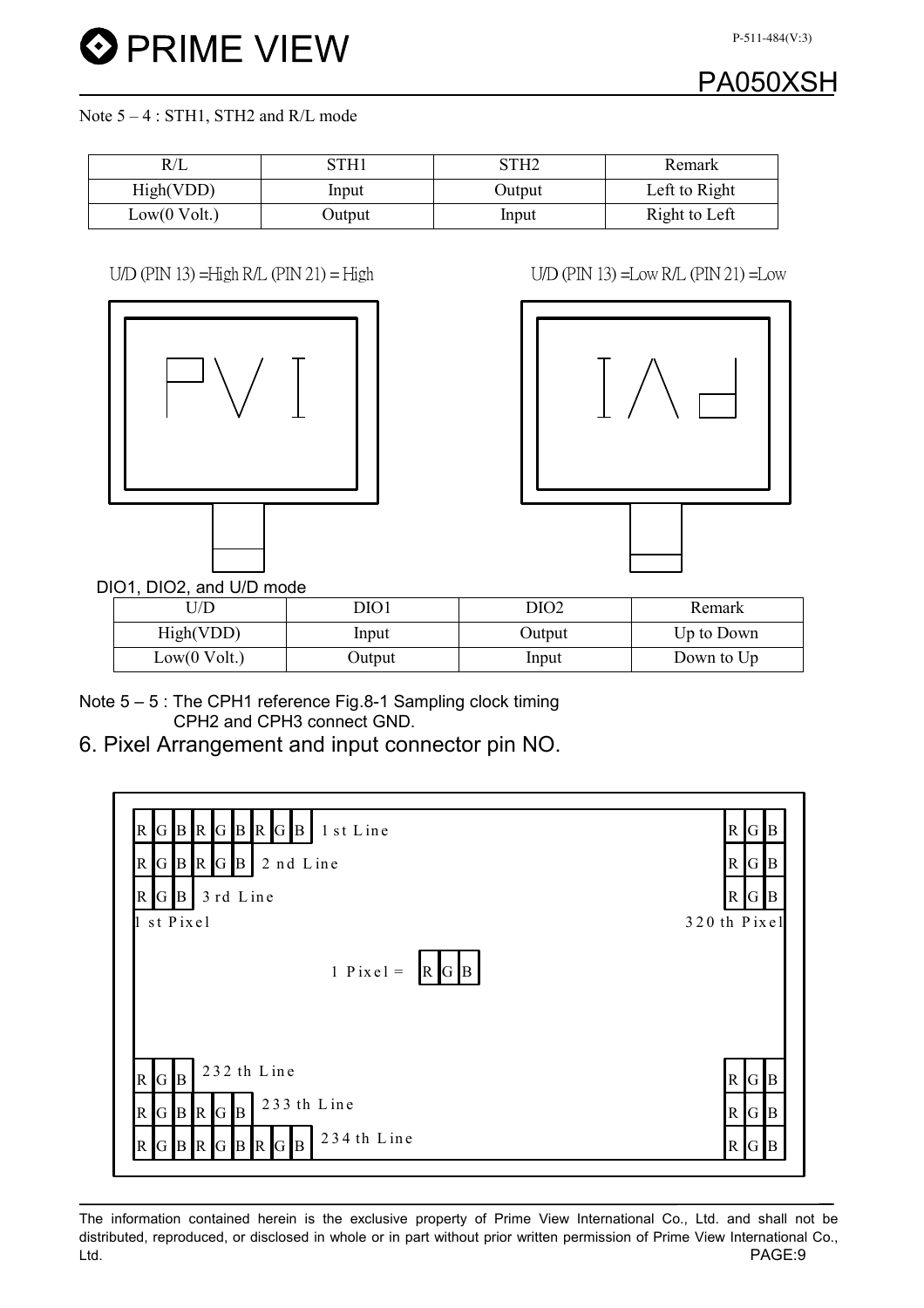Note 5 – 4 : STH1, STH2 and R/L mode

| R/L | STH1 | STH2 | Remark |
|---|---|---|---|
| High(VDD) | Input | Output | Left to Right |
| Low(0 Volt.) | Output | Input | Right to Left |

U/D (PIN 13) =High R/L (PIN 21) = High

U/D (PIN 13) =Low R/L (PIN 21) =Low

DIO1, DIO2, and U/D mode

| U/D | DIO1 | DIO2 | Remark |
|---|---|---|---|
| High(VDD) | Input | Output | Up to Down |
| Low(0 Volt.) | Output | Input | Down to Up |

Note 5 – 5 : The CPH1 reference Fig.8-1 Sampling clock timing
CPH2 and CPH3 connect GND.

## 6. Pixel Arrangement and input connector pin NO.

R G B R G B R G B 1 st Line ... R G B

R G B R G B 2 nd Line ... R G B

R G B 3 rd Line ... R G B

1 st Pixel ... 320 th Pixel

1 Pixel = R G B

R G B 232 th Line ... R G B

R G B R G B 233 th Line ... R G B

R G B R G B R G B 234 th Line ... R G B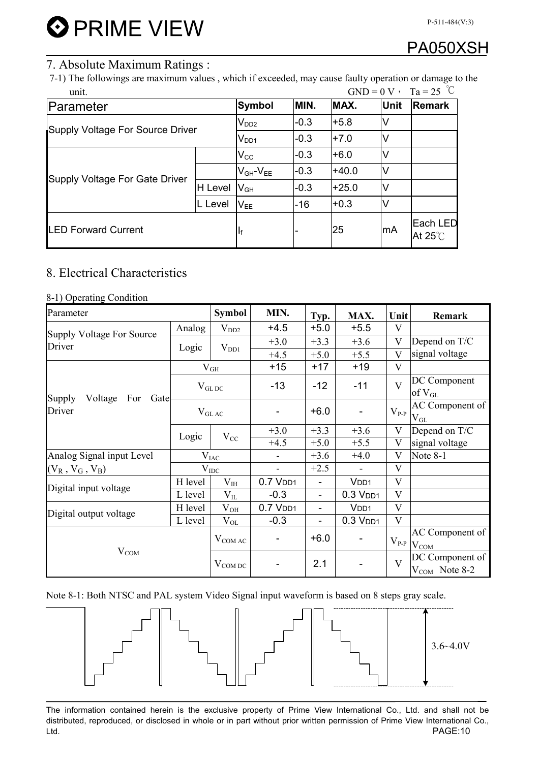## 7. Absolute Maximum Ratings :

7-1) The followings are maximum values , which if exceeded, may cause faulty operation or damage to the unit.

GND = 0 V， Ta = 25 ℃

| Parameter | | Symbol | MIN. | MAX. | Unit | Remark |
|---|---|---|---|---|---|---|
| Supply Voltage For Source Driver | | $V_{DD2}$ | -0.3 | +5.8 | V | |
| | | $V_{DD1}$ | -0.3 | +7.0 | V | |
| Supply Voltage For Gate Driver | | $V_{CC}$ | -0.3 | +6.0 | V | |
| | | $V_{GH}$-$V_{EE}$ | -0.3 | +40.0 | V | |
| | H Level | $V_{GH}$ | -0.3 | +25.0 | V | |
| | L Level | $V_{EE}$ | -16 | +0.3 | V | |
| LED Forward Current | | $I_f$ | - | 25 | mA | Each LED At 25℃ |

## 8. Electrical Characteristics

8-1) Operating Condition

| Parameter | | Symbol | MIN. | Typ. | MAX. | Unit | Remark |
|---|---|---|---|---|---|---|---|
| Supply Voltage For Source Driver | Analog | $V_{DD2}$ | +4.5 | +5.0 | +5.5 | V | |
| | Logic | $V_{DD1}$ | +3.0 | +3.3 | +3.6 | V | Depend on T/C signal voltage |
| | | | +4.5 | +5.0 | +5.5 | V | |
| Supply Voltage For Gate Driver | $V_{GH}$ | | +15 | +17 | +19 | V | |
| | $V_{GL\ DC}$ | | -13 | -12 | -11 | V | DC Component of $V_{GL}$ |
| | $V_{GL\ AC}$ | | - | +6.0 | - | $V_{P-P}$ | AC Component of $V_{GL}$ |
| | Logic | $V_{CC}$ | +3.0 | +3.3 | +3.6 | V | Depend on T/C signal voltage |
| | | | +4.5 | +5.0 | +5.5 | V | |
| Analog Signal input Level ($V_R$ , $V_G$ , $V_B$) | $V_{IAC}$ | | - | +3.6 | +4.0 | V | Note 8-1 |
| | $V_{IDC}$ | | - | +2.5 | - | V | |
| Digital input voltage | H level | $V_{IH}$ | 0.7 $V_{DD1}$ | - | $V_{DD1}$ | V | |
| | L level | $V_{IL}$ | -0.3 | - | 0.3 $V_{DD1}$ | V | |
| Digital output voltage | H level | $V_{OH}$ | 0.7 $V_{DD1}$ | - | $V_{DD1}$ | V | |
| | L level | $V_{OL}$ | -0.3 | - | 0.3 $V_{DD1}$ | V | |
| $V_{COM}$ | | $V_{COM\ AC}$ | - | +6.0 | - | $V_{P-P}$ | AC Component of $V_{COM}$ |
| | | $V_{COM\ DC}$ | - | 2.1 | - | V | DC Component of $V_{COM}$ Note 8-2 |

Note 8-1: Both NTSC and PAL system Video Signal input waveform is based on 8 steps gray scale.

3.6~4.0V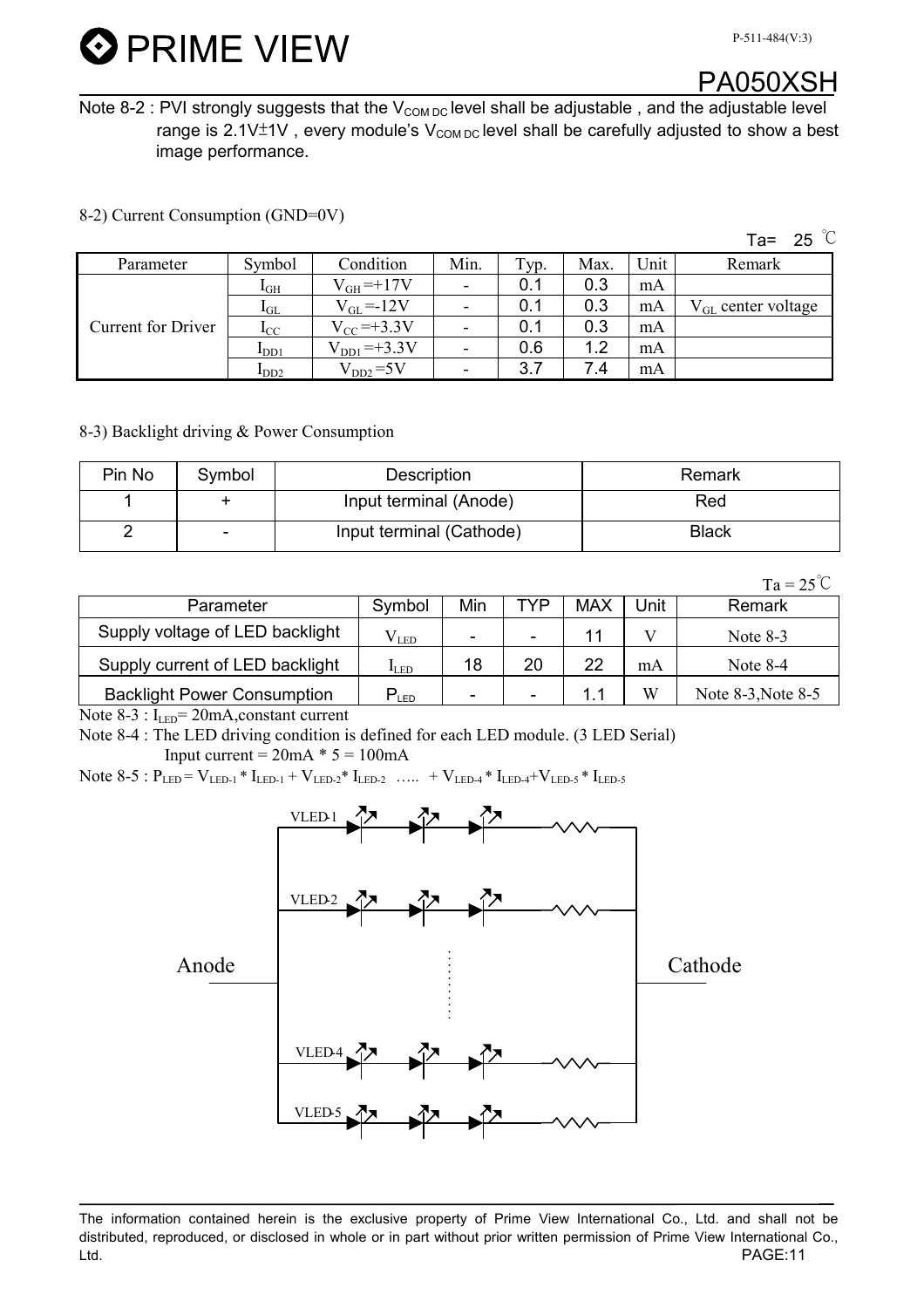Note 8-2 : PVI strongly suggests that the $V_{COM\ DC}$ level shall be adjustable , and the adjustable level range is 2.1V±1V , every module's $V_{COM\ DC}$ level shall be carefully adjusted to show a best image performance.

8-2) Current Consumption (GND=0V)

Ta= 25 ℃

| Parameter | Symbol | Condition | Min. | Typ. | Max. | Unit | Remark |
|---|---|---|---|---|---|---|---|
| Current for Driver | $I_{GH}$ | $V_{GH}$=+17V | - | 0.1 | 0.3 | mA | |
| | $I_{GL}$ | $V_{GL}$=-12V | - | 0.1 | 0.3 | mA | $V_{GL}$ center voltage |
| | $I_{CC}$ | $V_{CC}$=+3.3V | - | 0.1 | 0.3 | mA | |
| | $I_{DD1}$ | $V_{DD1}$=+3.3V | - | 0.6 | 1.2 | mA | |
| | $I_{DD2}$ | $V_{DD2}$=5V | - | 3.7 | 7.4 | mA | |

8-3) Backlight driving & Power Consumption

| Pin No | Symbol | Description | Remark |
|---|---|---|---|
| 1 | + | Input terminal (Anode) | Red |
| 2 | - | Input terminal (Cathode) | Black |

Ta = 25℃

| Parameter | Symbol | Min | TYP | MAX | Unit | Remark |
|---|---|---|---|---|---|---|
| Supply voltage of LED backlight | $V_{LED}$ | - | - | 11 | V | Note 8-3 |
| Supply current of LED backlight | $I_{LED}$ | 18 | 20 | 22 | mA | Note 8-4 |
| Backlight Power Consumption | $P_{LED}$ | - | - | 1.1 | W | Note 8-3,Note 8-5 |

Note 8-3 : $I_{LED}$= 20mA,constant current

Note 8-4 : The LED driving condition is defined for each LED module. (3 LED Serial)
Input current = 20mA * 5 = 100mA

Note 8-5 : $P_{LED} = V_{LED-1} * I_{LED-1} + V_{LED-2} * I_{LED-2}$ ….. $+ V_{LED-4} * I_{LED-4} + V_{LED-5} * I_{LED-5}$

VLED-1

VLED-2

Anode

Cathode

VLED-4

VLED-5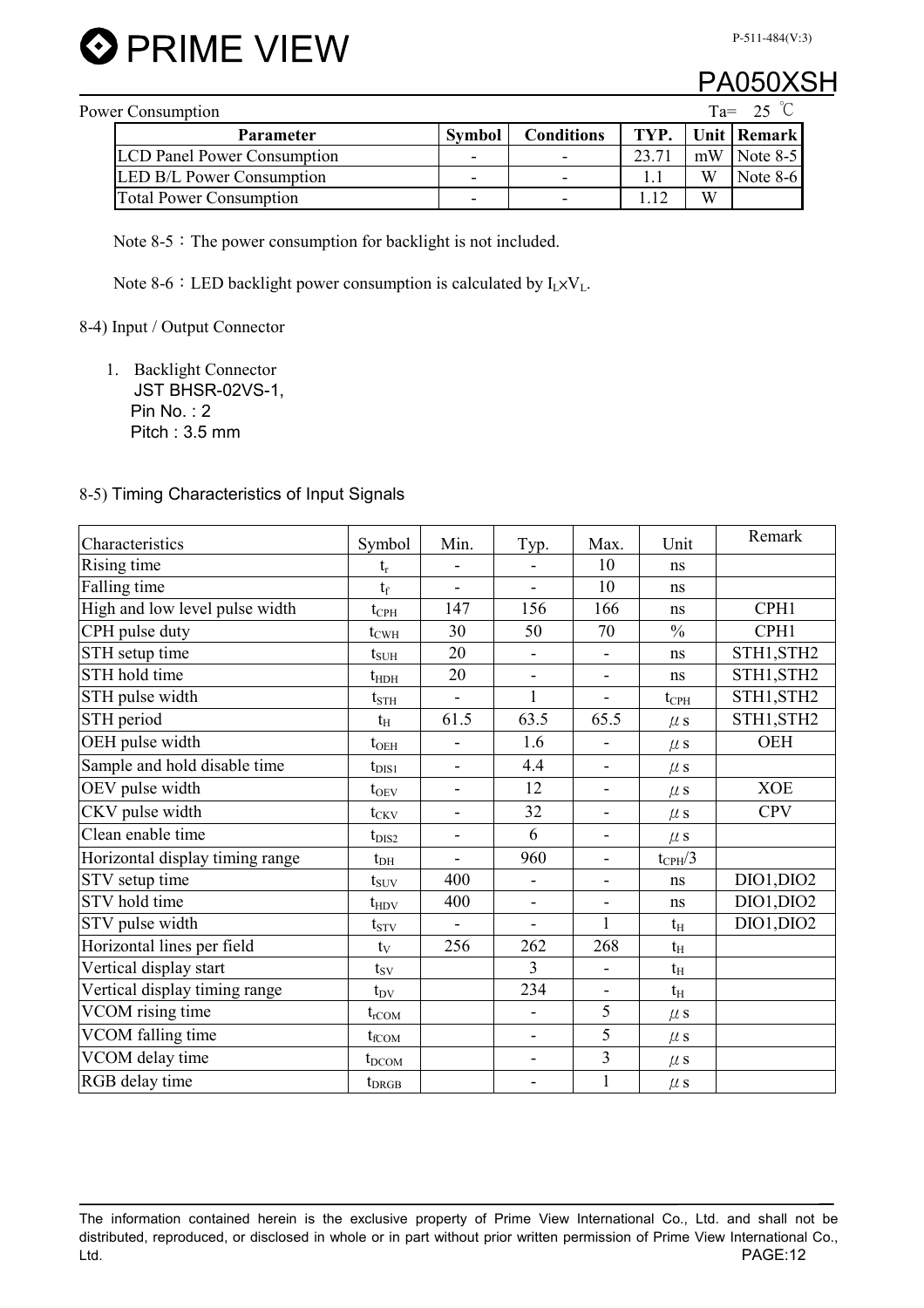Power Consumption Ta= 25 ℃

| Parameter | Symbol | Conditions | TYP. | Unit | Remark |
|---|---|---|---|---|---|
| LCD Panel Power Consumption | - | - | 23.71 | mW | Note 8-5 |
| LED B/L Power Consumption | - | - | 1.1 | W | Note 8-6 |
| Total Power Consumption | - | - | 1.12 | W | |

Note 8-5：The power consumption for backlight is not included.

Note 8-6：LED backlight power consumption is calculated by $I_L \times V_L$.

8-4) Input / Output Connector

1. Backlight Connector
   JST BHSR-02VS-1,
   Pin No. : 2
   Pitch : 3.5 mm

8-5) Timing Characteristics of Input Signals

| Characteristics | Symbol | Min. | Typ. | Max. | Unit | Remark |
|---|---|---|---|---|---|---|
| Rising time | $t_r$ | - | - | 10 | ns | |
| Falling time | $t_f$ | - | - | 10 | ns | |
| High and low level pulse width | $t_{CPH}$ | 147 | 156 | 166 | ns | CPH1 |
| CPH pulse duty | $t_{CWH}$ | 30 | 50 | 70 | % | CPH1 |
| STH setup time | $t_{SUH}$ | 20 | - | - | ns | STH1,STH2 |
| STH hold time | $t_{HDH}$ | 20 | - | - | ns | STH1,STH2 |
| STH pulse width | $t_{STH}$ | - | 1 | - | $t_{CPH}$ | STH1,STH2 |
| STH period | $t_H$ | 61.5 | 63.5 | 65.5 | $\mu$s | STH1,STH2 |
| OEH pulse width | $t_{OEH}$ | - | 1.6 | - | $\mu$s | OEH |
| Sample and hold disable time | $t_{DIS1}$ | - | 4.4 | - | $\mu$s | |
| OEV pulse width | $t_{OEV}$ | - | 12 | - | $\mu$s | XOE |
| CKV pulse width | $t_{CKV}$ | - | 32 | - | $\mu$s | CPV |
| Clean enable time | $t_{DIS2}$ | - | 6 | - | $\mu$s | |
| Horizontal display timing range | $t_{DH}$ | - | 960 | - | $t_{CPH}/3$ | |
| STV setup time | $t_{SUV}$ | 400 | - | - | ns | DIO1,DIO2 |
| STV hold time | $t_{HDV}$ | 400 | - | - | ns | DIO1,DIO2 |
| STV pulse width | $t_{STV}$ | - | - | 1 | $t_H$ | DIO1,DIO2 |
| Horizontal lines per field | $t_V$ | 256 | 262 | 268 | $t_H$ | |
| Vertical display start | $t_{SV}$ | | 3 | - | $t_H$ | |
| Vertical display timing range | $t_{DV}$ | | 234 | - | $t_H$ | |
| VCOM rising time | $t_{rCOM}$ | | - | 5 | $\mu$s | |
| VCOM falling time | $t_{fCOM}$ | | - | 5 | $\mu$s | |
| VCOM delay time | $t_{DCOM}$ | | - | 3 | $\mu$s | |
| RGB delay time | $t_{DRGB}$ | | - | 1 | $\mu$s | |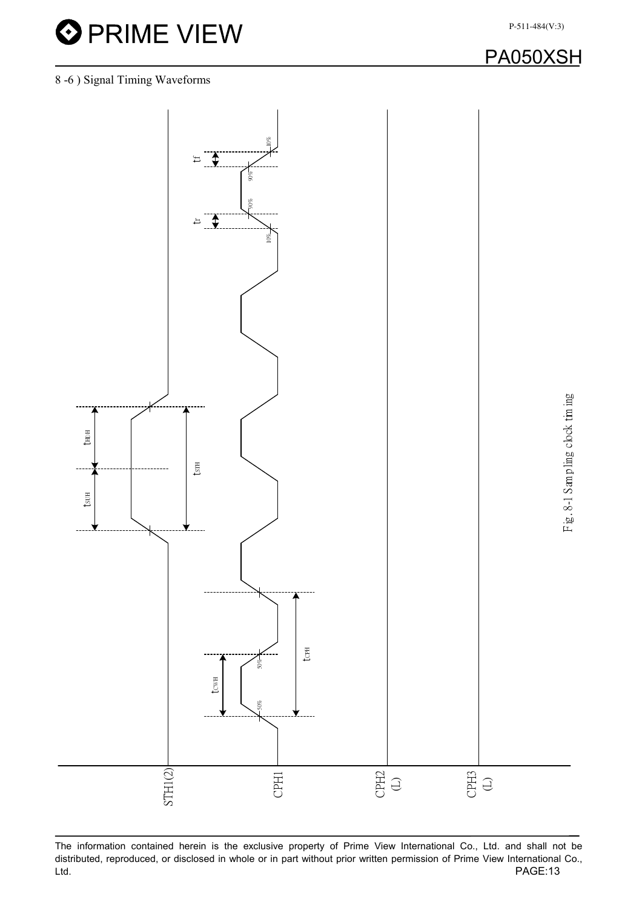8 -6 ) Signal Timing Waveforms

Fig. 8-1 Sampling clock timing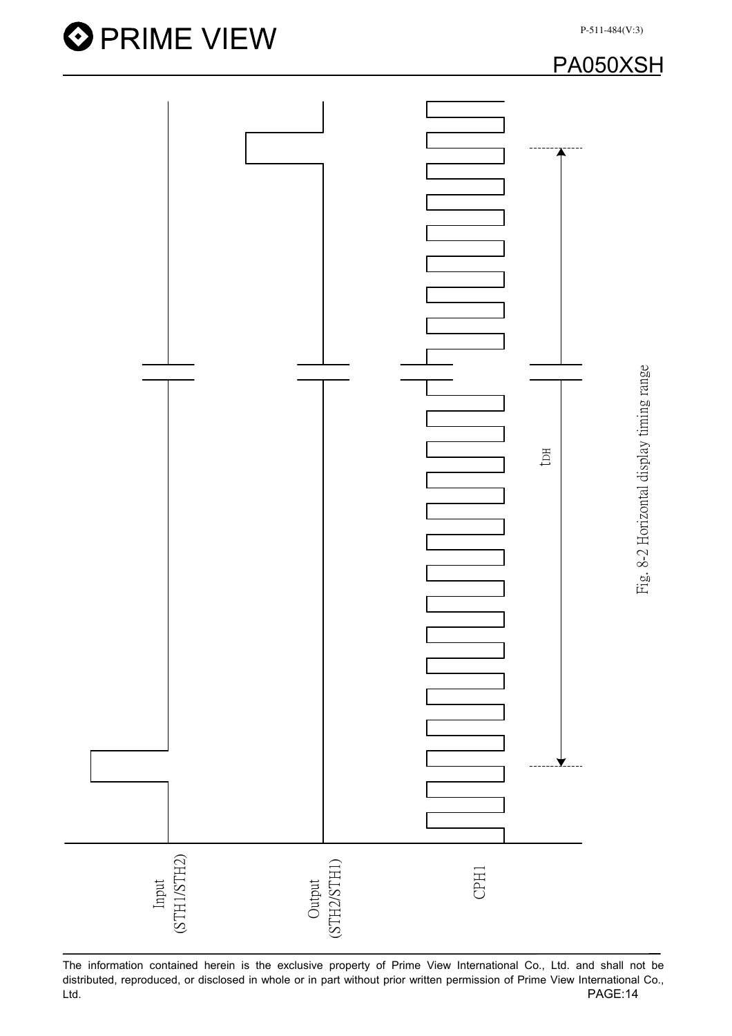Input (STH1/STH2)

Output (STH2/STH1)

CPH1

$t_{DH}$

Fig. 8-2 Horizontal display timing range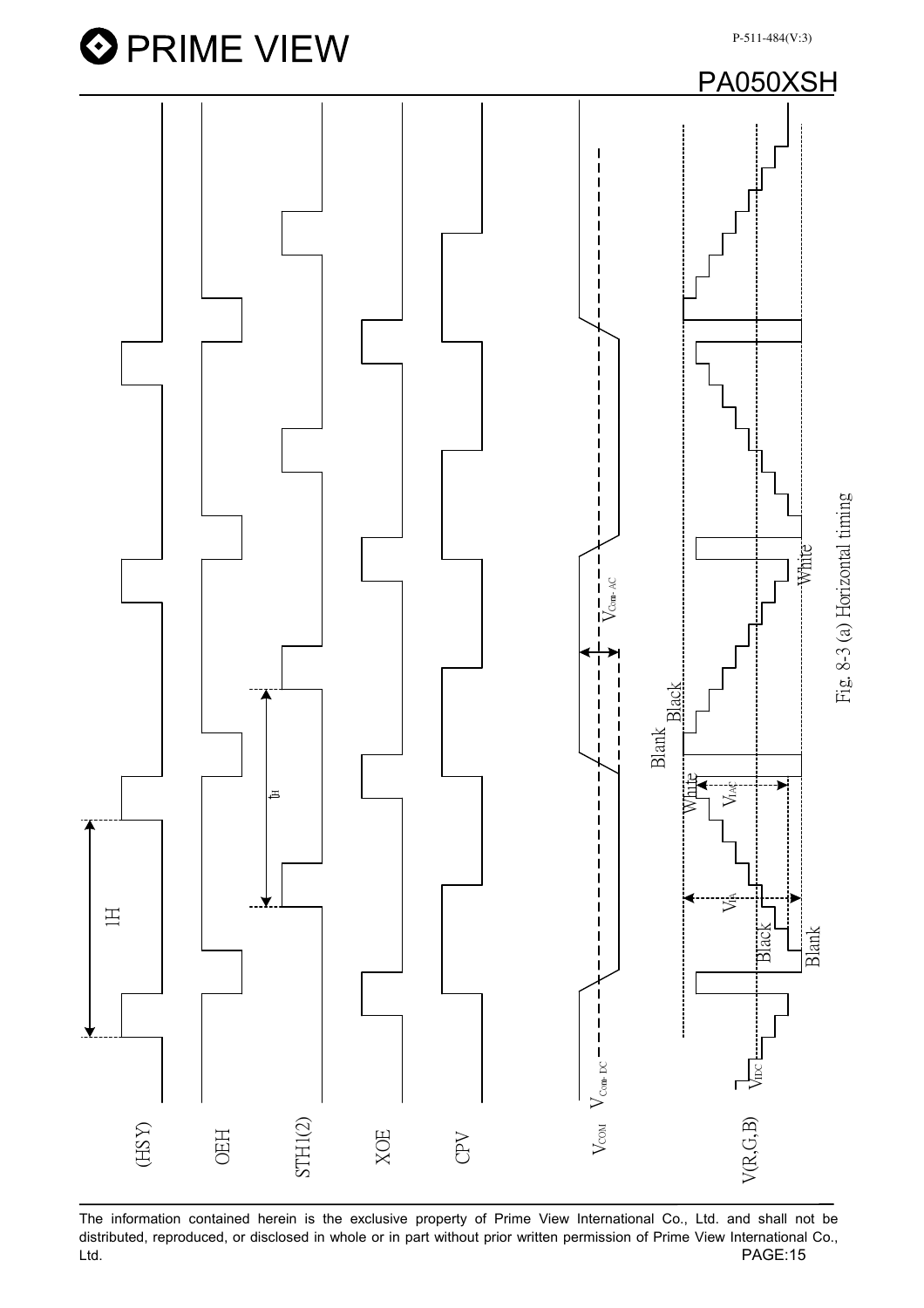Fig. 8-3 (a) Horizontal timing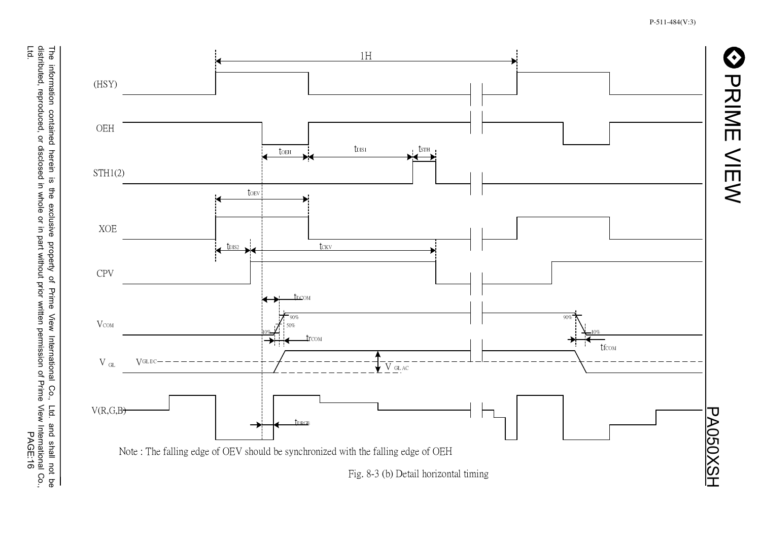Note : The falling edge of OEV should be synchronized with the falling edge of OEH

Fig. 8-3 (b) Detail horizontal timing

The information contained herein is the exclusive property of Prime View International Co., Ltd. and shall not be distributed, reproduced, or disclosed in whole or in part without prior written permission of Prime View International Co., Ltd.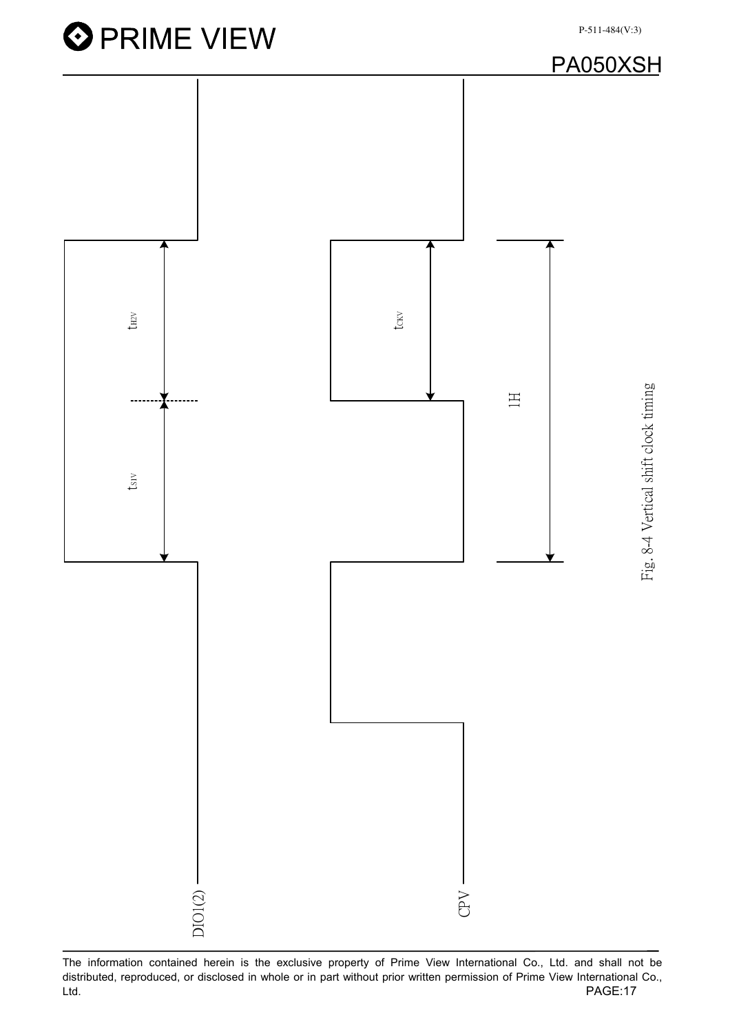Fig. 8-4 Vertical shift clock timing

DIO1(2)

CPV

$t_{SUV}$

$t_{HDV}$

$t_{CKV}$

1H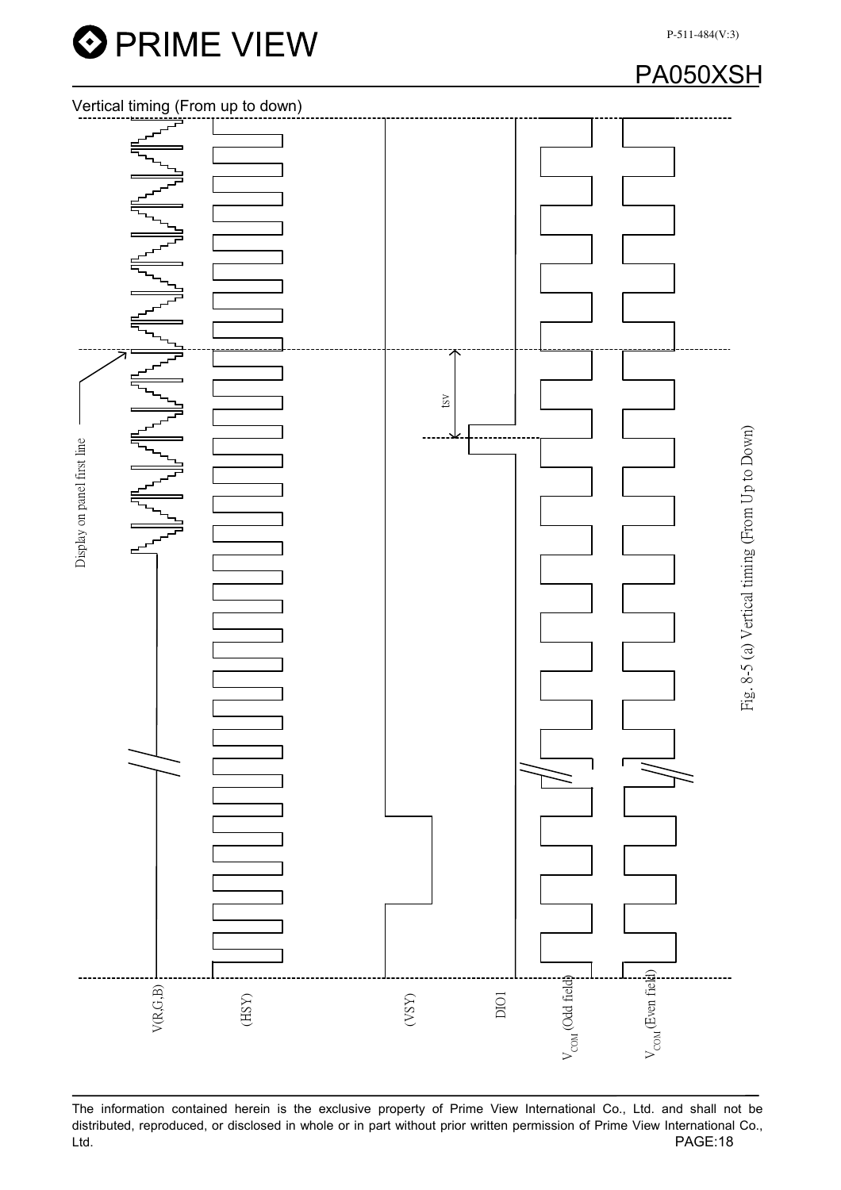Vertical timing (From up to down)

Display on panel first line

tsv

V(R,G,B)    (HSY)    (VSY)    DIO1    $V_{COM}$ (Odd field)    $V_{COM}$ (Even field)

Fig. 8-5 (a) Vertical timing (From Up to Down)

The information contained herein is the exclusive property of Prime View International Co., Ltd. and shall not be distributed, reproduced, or disclosed in whole or in part without prior written permission of Prime View International Co., Ltd.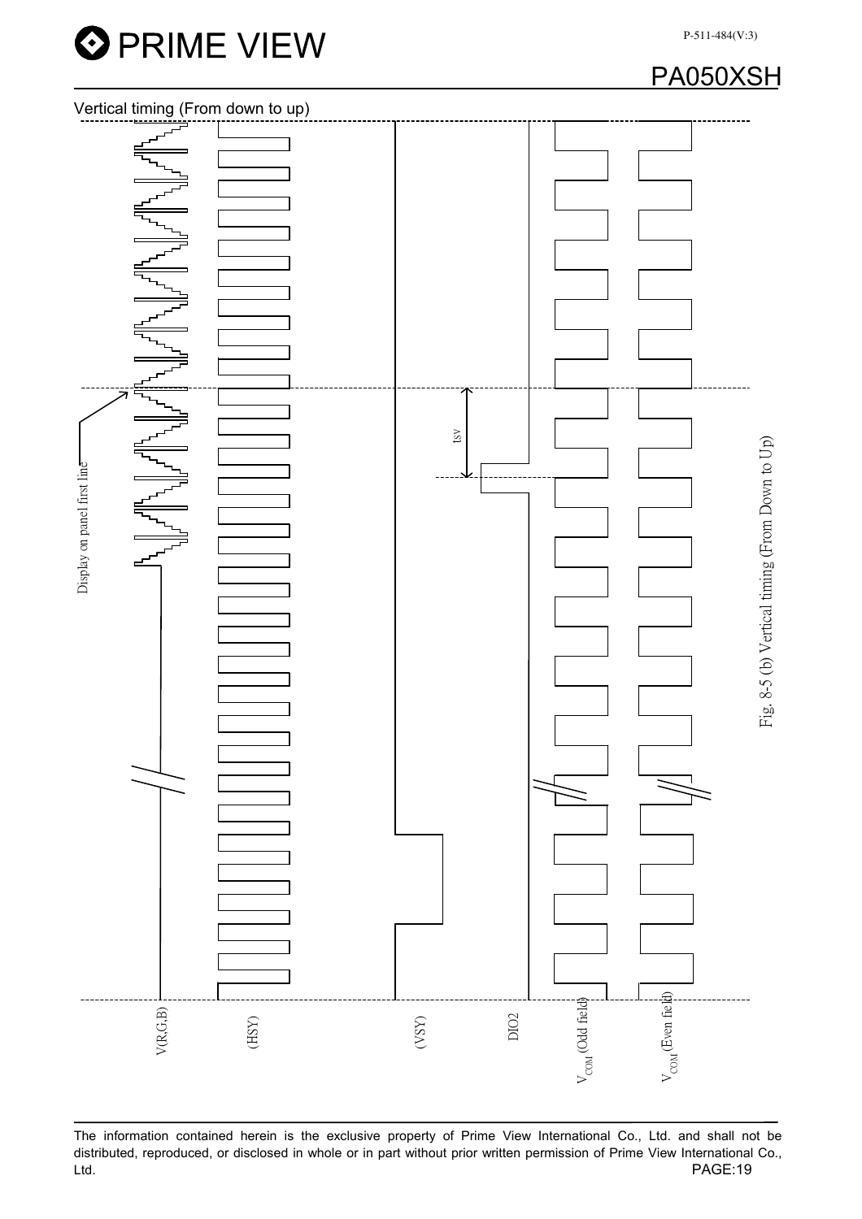Vertical timing (From down to up)

Display on panel first line

tsv

V(R,G,B)

(HSY)

(VSY)

DIO2

$V_{COM}$ (Odd field)

$V_{COM}$ (Even field)

Fig. 8-5 (b) Vertical timing (From Down to Up)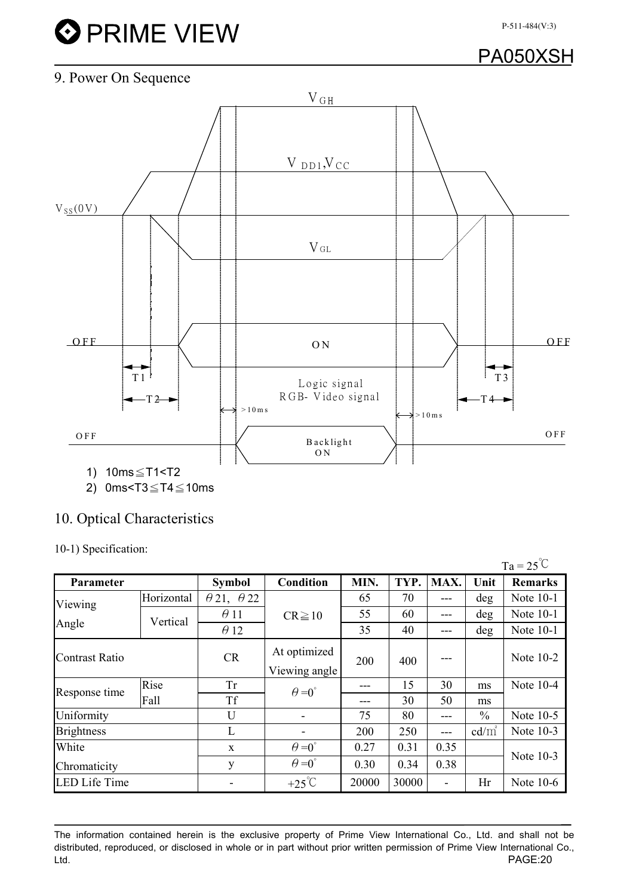## 9. Power On Sequence

$V_{GH}$

$V_{DD1}$, $V_{CC}$

$V_{SS}$(0V)

$V_{GL}$

OFF ON OFF

T1 T3

T2 T4

Logic signal
RGB- Video signal

>10ms >10ms

OFF Backlight ON OFF

1) 10ms≦T1<T2
2) 0ms<T3≦T4≦10ms

## 10. Optical Characteristics

10-1) Specification:

Ta = 25℃

| Parameter | | Symbol | Condition | MIN. | TYP. | MAX. | Unit | Remarks |
|---|---|---|---|---|---|---|---|---|
| Viewing Angle | Horizontal | θ21, θ22 | CR≧10 | 65 | 70 | --- | deg | Note 10-1 |
| | Vertical | θ11 | | 55 | 60 | --- | deg | Note 10-1 |
| | | θ12 | | 35 | 40 | --- | deg | Note 10-1 |
| Contrast Ratio | | CR | At optimized Viewing angle | 200 | 400 | --- | | Note 10-2 |
| Response time | Rise | Tr | θ=0° | --- | 15 | 30 | ms | Note 10-4 |
| | Fall | Tf | | --- | 30 | 50 | ms | |
| Uniformity | | U | - | 75 | 80 | --- | % | Note 10-5 |
| Brightness | | L | - | 200 | 250 | --- | cd/㎡ | Note 10-3 |
| White Chromaticity | | x | θ=0° | 0.27 | 0.31 | 0.35 | | Note 10-3 |
| | | y | θ=0° | 0.30 | 0.34 | 0.38 | | |
| LED Life Time | | - | +25℃ | 20000 | 30000 | - | Hr | Note 10-6 |

The information contained herein is the exclusive property of Prime View International Co., Ltd. and shall not be distributed, reproduced, or disclosed in whole or in part without prior written permission of Prime View International Co., Ltd.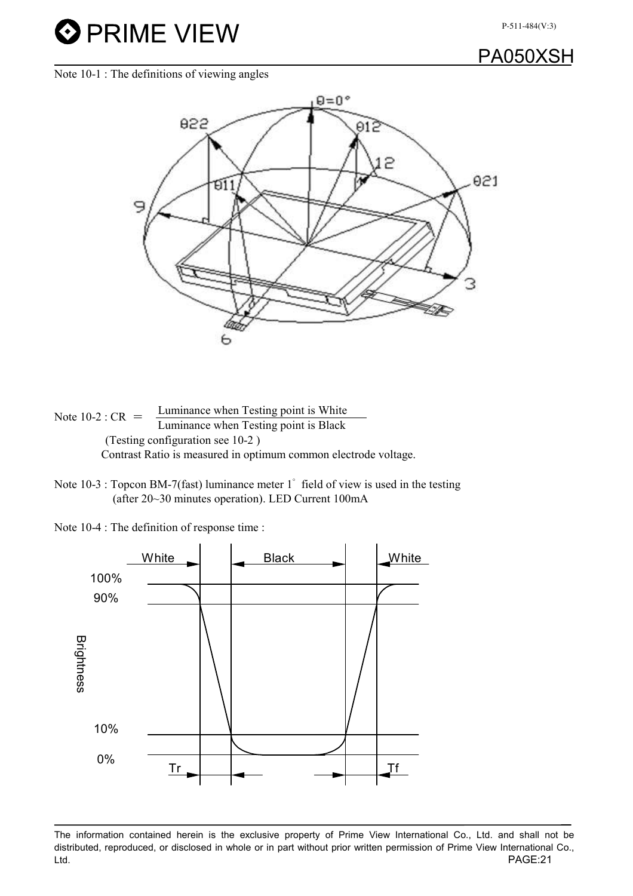Note 10-1 : The definitions of viewing angles

Note 10-2 : CR = $\frac{\text{Luminance when Testing point is White}}{\text{Luminance when Testing point is Black}}$

(Testing configuration see 10-2 )

Contrast Ratio is measured in optimum common electrode voltage.

Note 10-3 : Topcon BM-7(fast) luminance meter 1° field of view is used in the testing (after 20~30 minutes operation). LED Current 100mA

Note 10-4 : The definition of response time :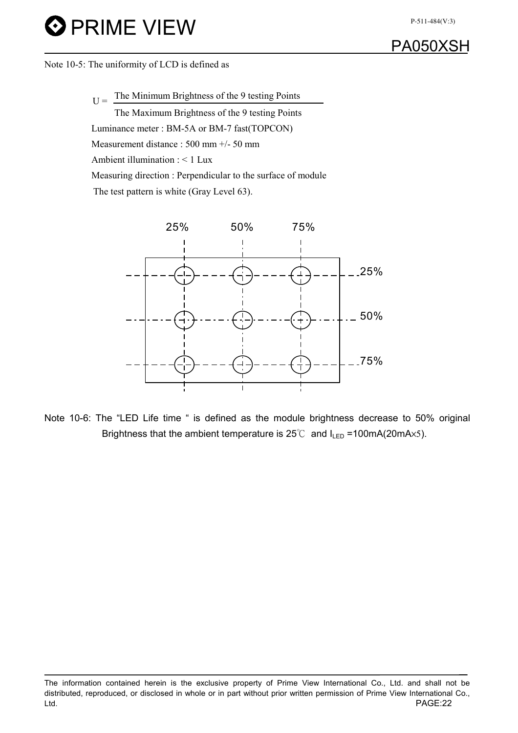Note 10-5: The uniformity of LCD is defined as

$$U = \frac{\text{The Minimum Brightness of the 9 testing Points}}{\text{The Maximum Brightness of the 9 testing Points}}$$

Luminance meter : BM-5A or BM-7 fast(TOPCON)

Measurement distance : 500 mm +/- 50 mm

Ambient illumination : < 1 Lux

Measuring direction : Perpendicular to the surface of module

The test pattern is white (Gray Level 63).

25% 50% 75%

25%

50%

75%

Note 10-6: The "LED Life time " is defined as the module brightness decrease to 50% original Brightness that the ambient temperature is 25℃ and $I_{LED}$ =100mA(20mA×5).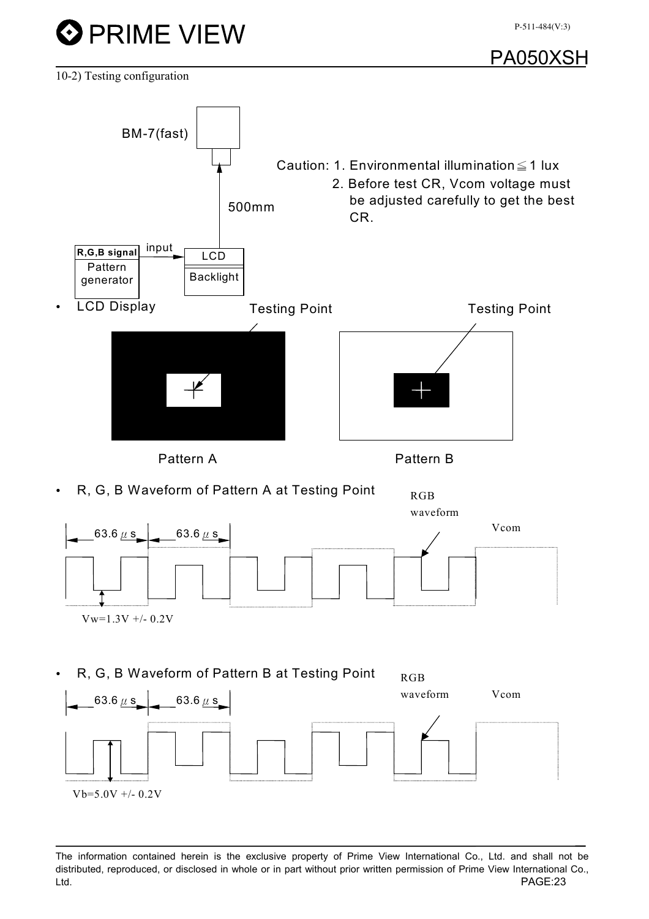10-2) Testing configuration

BM-7(fast)

500mm

Caution: 1. Environmental illumination ≦ 1 lux
2. Before test CR, Vcom voltage must be adjusted carefully to get the best CR.

R,G,B signal — Pattern generator — input → LCD / Backlight

- LCD Display

Testing Point    Testing Point

Pattern A    Pattern B

- R, G, B Waveform of Pattern A at Testing Point

63.6 μs  63.6 μs  RGB waveform  Vcom

Vw=1.3V +/- 0.2V

- R, G, B Waveform of Pattern B at Testing Point

63.6 μs  63.6 μs  RGB waveform  Vcom

Vb=5.0V +/- 0.2V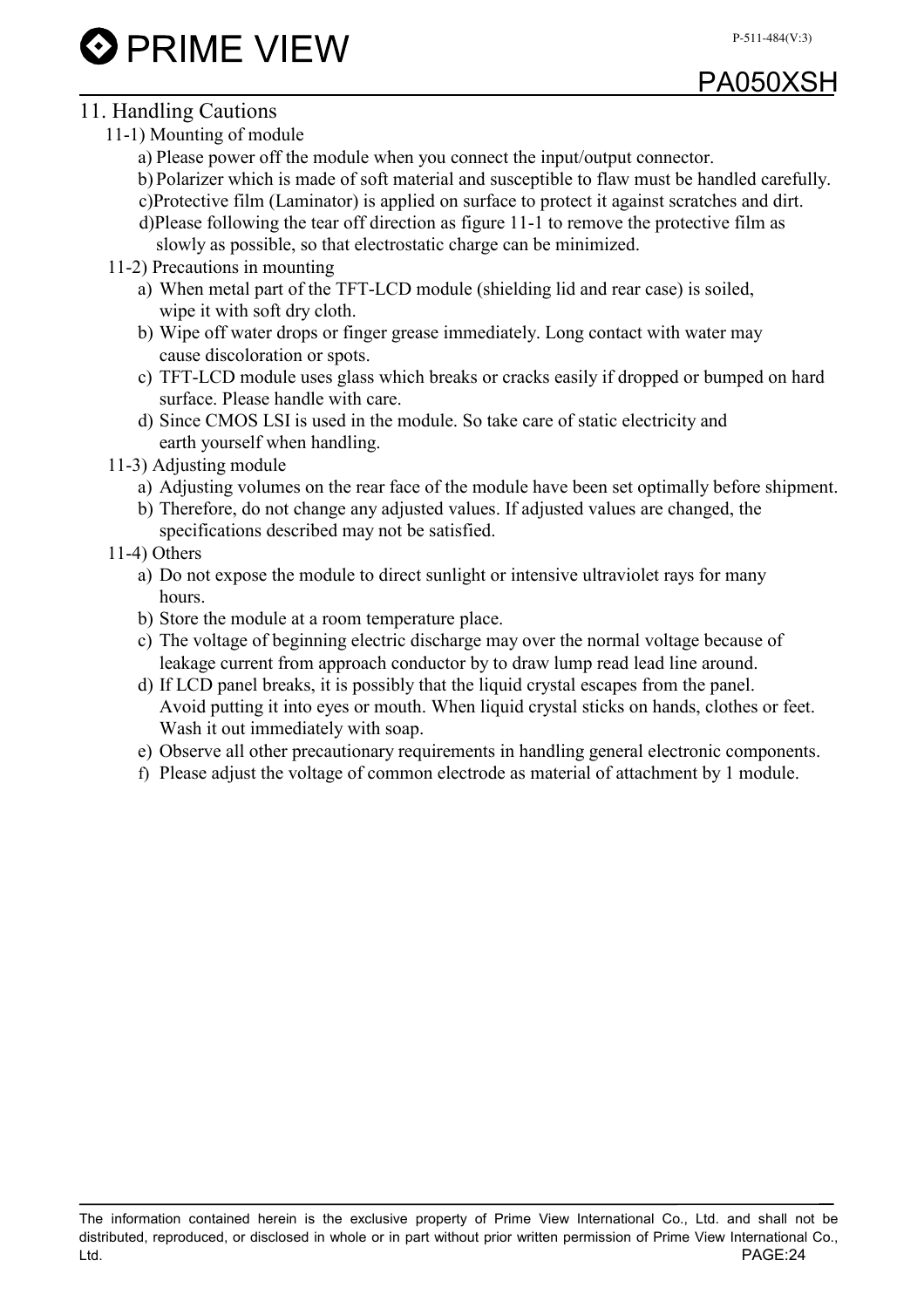## 11. Handling Cautions

### 11-1) Mounting of module

a) Please power off the module when you connect the input/output connector.

b) Polarizer which is made of soft material and susceptible to flaw must be handled carefully.

c) Protective film (Laminator) is applied on surface to protect it against scratches and dirt.

d) Please following the tear off direction as figure 11-1 to remove the protective film as slowly as possible, so that electrostatic charge can be minimized.

### 11-2) Precautions in mounting

a) When metal part of the TFT-LCD module (shielding lid and rear case) is soiled, wipe it with soft dry cloth.

b) Wipe off water drops or finger grease immediately. Long contact with water may cause discoloration or spots.

c) TFT-LCD module uses glass which breaks or cracks easily if dropped or bumped on hard surface. Please handle with care.

d) Since CMOS LSI is used in the module. So take care of static electricity and earth yourself when handling.

### 11-3) Adjusting module

a) Adjusting volumes on the rear face of the module have been set optimally before shipment.

b) Therefore, do not change any adjusted values. If adjusted values are changed, the specifications described may not be satisfied.

### 11-4) Others

a) Do not expose the module to direct sunlight or intensive ultraviolet rays for many hours.

b) Store the module at a room temperature place.

c) The voltage of beginning electric discharge may over the normal voltage because of leakage current from approach conductor by to draw lump read lead line around.

d) If LCD panel breaks, it is possibly that the liquid crystal escapes from the panel. Avoid putting it into eyes or mouth. When liquid crystal sticks on hands, clothes or feet. Wash it out immediately with soap.

e) Observe all other precautionary requirements in handling general electronic components.

f) Please adjust the voltage of common electrode as material of attachment by 1 module.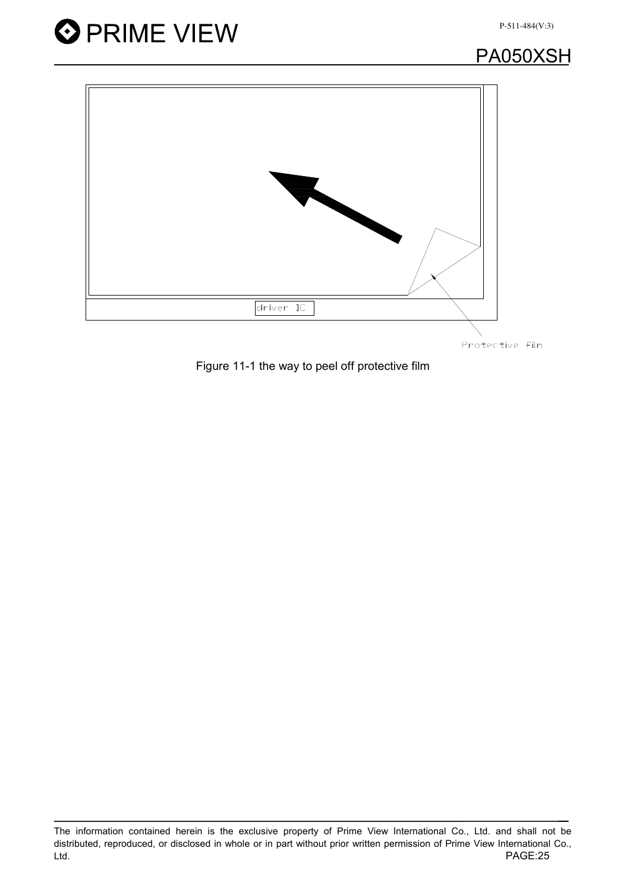driver IC

Protective film

Figure 11-1 the way to peel off protective film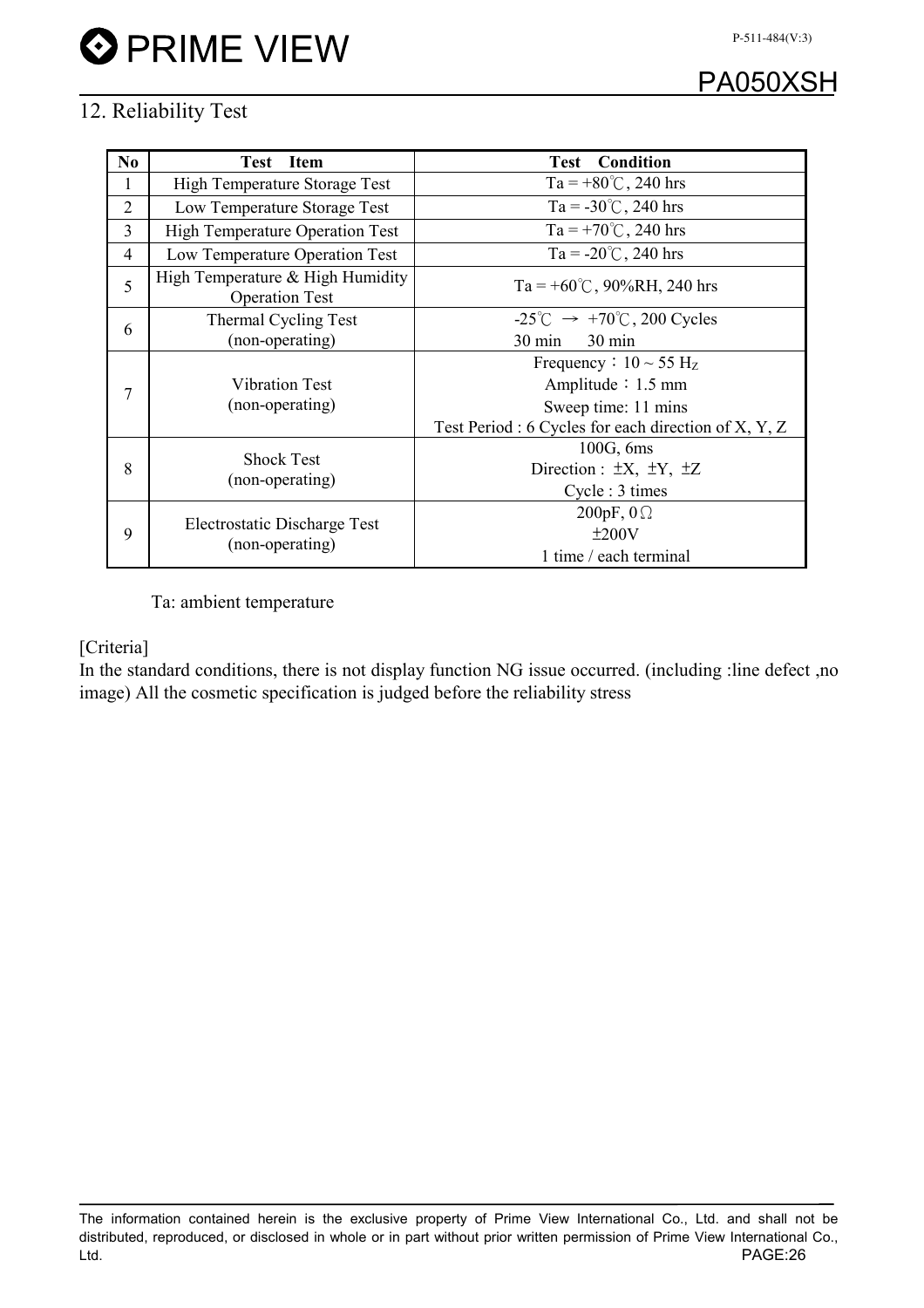## 12. Reliability Test

| No | Test Item | Test Condition |
|---|---|---|
| 1 | High Temperature Storage Test | Ta = +80℃, 240 hrs |
| 2 | Low Temperature Storage Test | Ta = -30℃, 240 hrs |
| 3 | High Temperature Operation Test | Ta = +70℃, 240 hrs |
| 4 | Low Temperature Operation Test | Ta = -20℃, 240 hrs |
| 5 | High Temperature & High Humidity Operation Test | Ta = +60℃, 90%RH, 240 hrs |
| 6 | Thermal Cycling Test (non-operating) | -25℃ → +70℃, 200 Cycles<br>30 min 30 min |
| 7 | Vibration Test (non-operating) | Frequency：10 ~ 55 $H_Z$<br>Amplitude：1.5 mm<br>Sweep time: 11 mins<br>Test Period : 6 Cycles for each direction of X, Y, Z |
| 8 | Shock Test (non-operating) | 100G, 6ms<br>Direction : ±X, ±Y, ±Z<br>Cycle : 3 times |
| 9 | Electrostatic Discharge Test (non-operating) | 200pF, 0Ω<br>±200V<br>1 time / each terminal |

Ta: ambient temperature

[Criteria]

In the standard conditions, there is not display function NG issue occurred. (including :line defect ,no image) All the cosmetic specification is judged before the reliability stress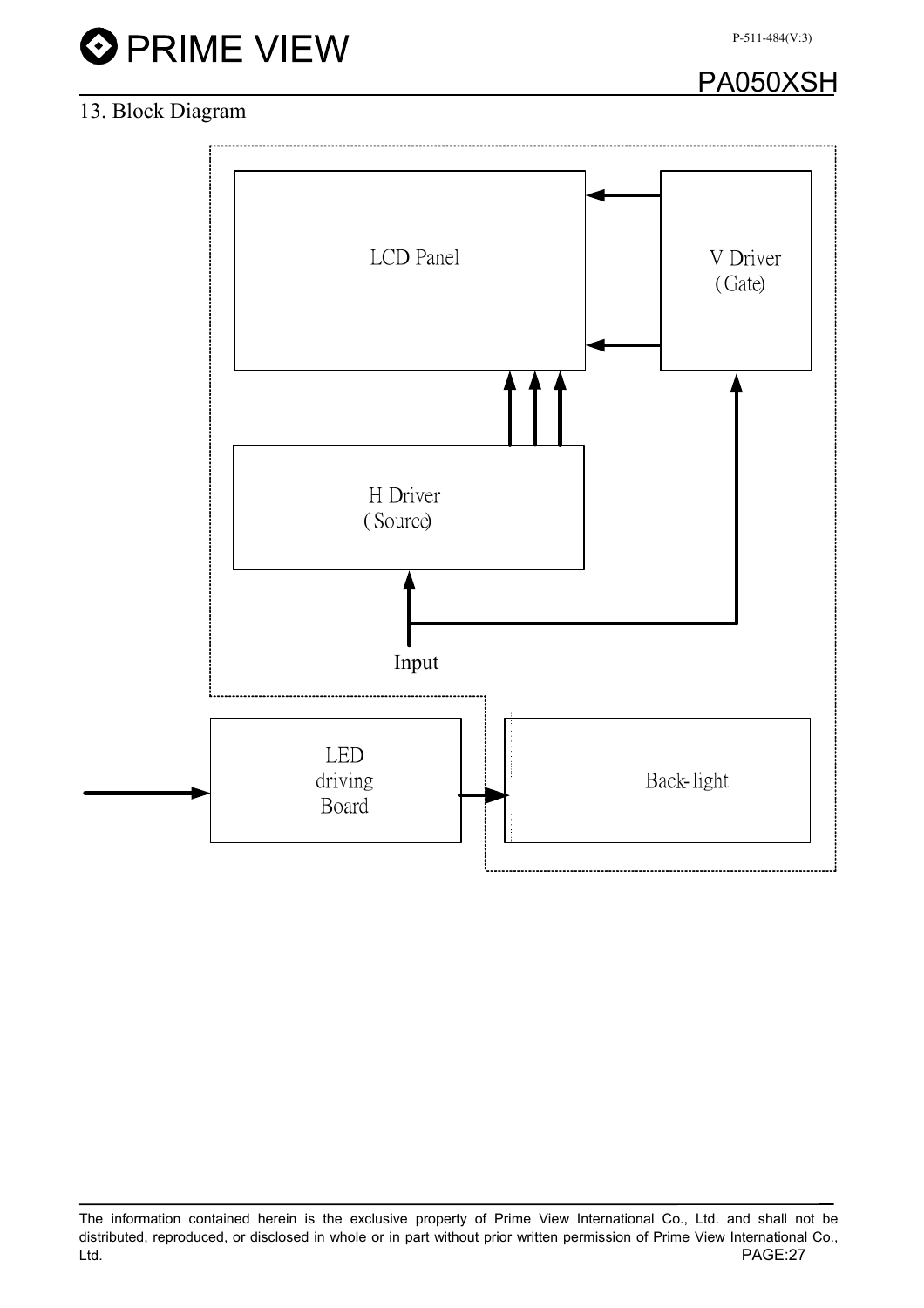## 13. Block Diagram

LCD Panel

V Driver (Gate)

H Driver (Source)

Input

LED driving Board

Back-light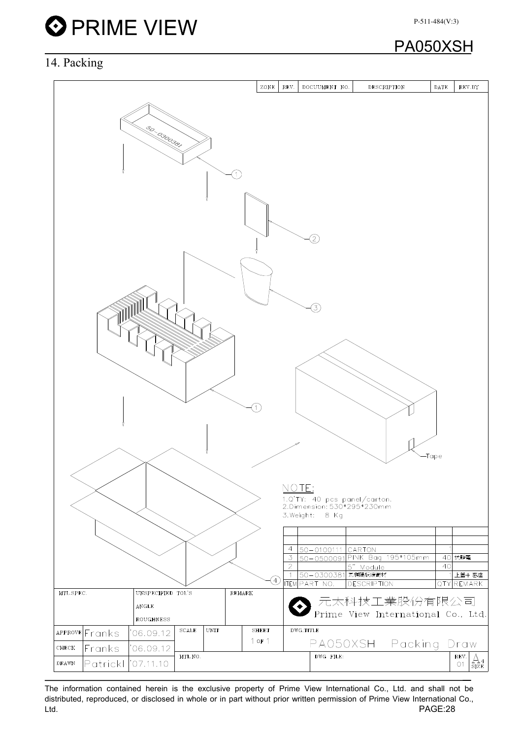## 14. Packing

| ZONE | REV. | DOCUUMENT NO. | DESCRIPTION | DATE | REV.BY |
|---|---|---|---|---|---|
| | | | | | |

50-0300381

1

2

3

1

Tape

4

NOTE:
1.Q'TY: 40 pcs panel/carton.
2.Dimension: 530*295*230mm
3.Weight: 8 Kg

| ITEM | PART NO. | DESCRIPTION | QTY | REMARK |
|---|---|---|---|---|
| 4 | 50-0100111 | CARTON | 1 | |
| 3 | 50-0500091 | PINK Bag 195*105mm | 40 | 抗靜電 |
| 2 | | 5" Module | 40 | |
| 1 | 50-0300381 | 泡棉隔板緩衝材 | 1 | 上蓋+底座 |

| | | | | | | | |
|---|---|---|---|---|---|---|---|
| MTL.SPEC. | | UNSPECIFIED TOL'S ANGLE ROUGHNESS | | | REMARK | 元太科技工業股份有限公司 Prime View International Co., Ltd. | |
| APPROVE | Franks | '06.09.12 | SCALE | UNIT | SHEET 1 OF 1 | DWG.TITLE PA050XSH Packing Draw | |
| CHECK | Franks | '06.09.12 | | | | | |
| DRAWN | Patrickl | '07.11.10 | MTL.NO. | | | DWG. FILE: | REV. 01 A4 SIZE |

The information contained herein is the exclusive property of Prime View International Co., Ltd. and shall not be distributed, reproduced, or disclosed in whole or in part without prior written permission of Prime View International Co., Ltd.